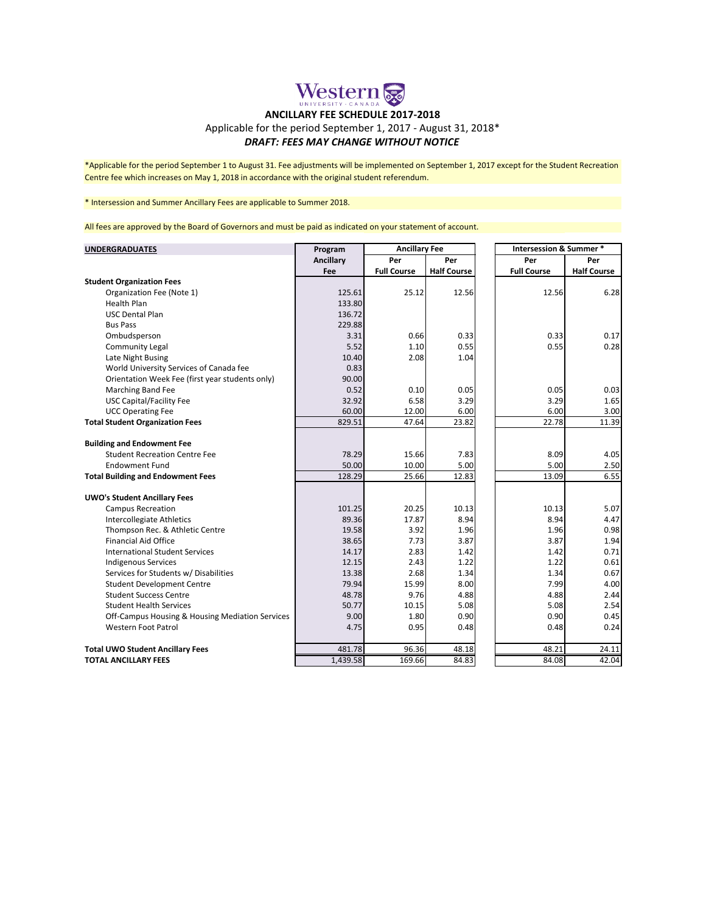# ANCILLARY FEE SCHEDULE 2017-2018

Applicable for the period September 1, 2017 - August 31, 2018*

***DRAFT: FEES MAY CHANGE WITHOUT NOTICE***

*Applicable for the period September 1 to August 31. Fee adjustments will be implemented on September 1, 2017 except for the Student Recreation Centre fee which increases on May 1, 2018 in accordance with the original student referendum.

* Intersession and Summer Ancillary Fees are applicable to Summer 2018.

All fees are approved by the Board of Governors and must be paid as indicated on your statement of account.

| UNDERGRADUATES | Program Ancillary Fee | Ancillary Fee | | Intersession & Summer * | |
|---|---|---|---|---|---|
| | | Per Full Course | Per Half Course | Per Full Course | Per Half Course |
| **Student Organization Fees** | | | | | |
| Organization Fee (Note 1) | 125.61 | 25.12 | 12.56 | 12.56 | 6.28 |
| Health Plan | 133.80 | | | | |
| USC Dental Plan | 136.72 | | | | |
| Bus Pass | 229.88 | | | | |
| Ombudsperson | 3.31 | 0.66 | 0.33 | 0.33 | 0.17 |
| Community Legal | 5.52 | 1.10 | 0.55 | 0.55 | 0.28 |
| Late Night Busing | 10.40 | 2.08 | 1.04 | | |
| World University Services of Canada fee | 0.83 | | | | |
| Orientation Week Fee (first year students only) | 90.00 | | | | |
| Marching Band Fee | 0.52 | 0.10 | 0.05 | 0.05 | 0.03 |
| USC Capital/Facility Fee | 32.92 | 6.58 | 3.29 | 3.29 | 1.65 |
| UCC Operating Fee | 60.00 | 12.00 | 6.00 | 6.00 | 3.00 |
| **Total Student Organization Fees** | 829.51 | 47.64 | 23.82 | 22.78 | 11.39 |
| **Building and Endowment Fee** | | | | | |
| Student Recreation Centre Fee | 78.29 | 15.66 | 7.83 | 8.09 | 4.05 |
| Endowment Fund | 50.00 | 10.00 | 5.00 | 5.00 | 2.50 |
| **Total Building and Endowment Fees** | 128.29 | 25.66 | 12.83 | 13.09 | 6.55 |
| **UWO's Student Ancillary Fees** | | | | | |
| Campus Recreation | 101.25 | 20.25 | 10.13 | 10.13 | 5.07 |
| Intercollegiate Athletics | 89.36 | 17.87 | 8.94 | 8.94 | 4.47 |
| Thompson Rec. & Athletic Centre | 19.58 | 3.92 | 1.96 | 1.96 | 0.98 |
| Financial Aid Office | 38.65 | 7.73 | 3.87 | 3.87 | 1.94 |
| International Student Services | 14.17 | 2.83 | 1.42 | 1.42 | 0.71 |
| Indigenous Services | 12.15 | 2.43 | 1.22 | 1.22 | 0.61 |
| Services for Students w/ Disabilities | 13.38 | 2.68 | 1.34 | 1.34 | 0.67 |
| Student Development Centre | 79.94 | 15.99 | 8.00 | 7.99 | 4.00 |
| Student Success Centre | 48.78 | 9.76 | 4.88 | 4.88 | 2.44 |
| Student Health Services | 50.77 | 10.15 | 5.08 | 5.08 | 2.54 |
| Off-Campus Housing & Housing Mediation Services | 9.00 | 1.80 | 0.90 | 0.90 | 0.45 |
| Western Foot Patrol | 4.75 | 0.95 | 0.48 | 0.48 | 0.24 |
| **Total UWO Student Ancillary Fees** | 481.78 | 96.36 | 48.18 | 48.21 | 24.11 |
| **TOTAL ANCILLARY FEES** | 1,439.58 | 169.66 | 84.83 | 84.08 | 42.04 |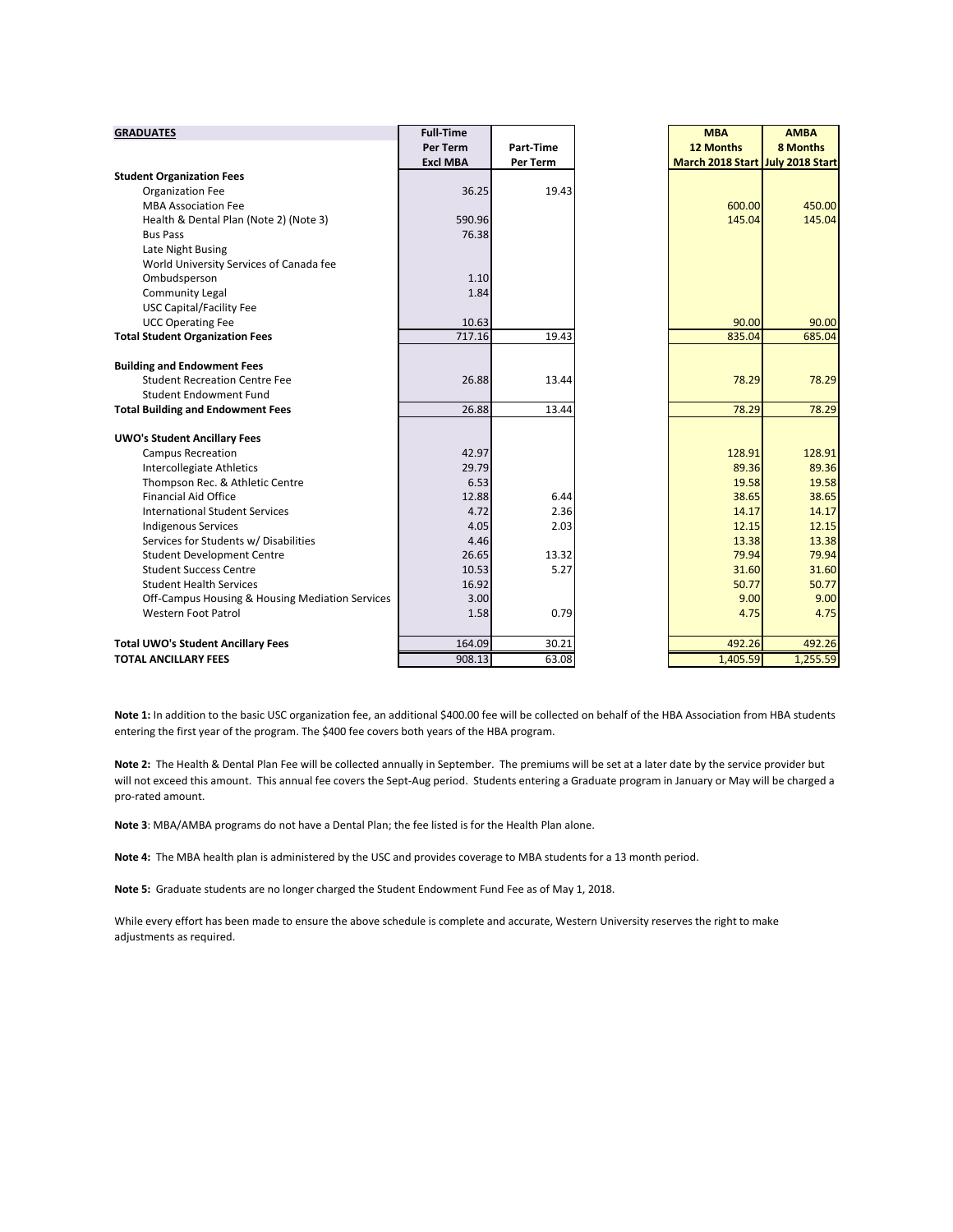| GRADUATES | Full-Time Per Term Excl MBA | Part-Time Per Term | MBA 12 Months March 2018 Start | AMBA 8 Months July 2018 Start |
|---|---|---|---|---|
| **Student Organization Fees** | | | | |
| Organization Fee | 36.25 | 19.43 | | |
| MBA Association Fee | | | 600.00 | 450.00 |
| Health & Dental Plan (Note 2) (Note 3) | 590.96 | | 145.04 | 145.04 |
| Bus Pass | 76.38 | | | |
| Late Night Busing | | | | |
| World University Services of Canada fee | | | | |
| Ombudsperson | 1.10 | | | |
| Community Legal | 1.84 | | | |
| USC Capital/Facility Fee | | | | |
| UCC Operating Fee | 10.63 | | 90.00 | 90.00 |
| **Total Student Organization Fees** | 717.16 | 19.43 | 835.04 | 685.04 |
| **Building and Endowment Fees** | | | | |
| Student Recreation Centre Fee | 26.88 | 13.44 | 78.29 | 78.29 |
| Student Endowment Fund | | | | |
| **Total Building and Endowment Fees** | 26.88 | 13.44 | 78.29 | 78.29 |
| **UWO's Student Ancillary Fees** | | | | |
| Campus Recreation | 42.97 | | 128.91 | 128.91 |
| Intercollegiate Athletics | 29.79 | | 89.36 | 89.36 |
| Thompson Rec. & Athletic Centre | 6.53 | | 19.58 | 19.58 |
| Financial Aid Office | 12.88 | 6.44 | 38.65 | 38.65 |
| International Student Services | 4.72 | 2.36 | 14.17 | 14.17 |
| Indigenous Services | 4.05 | 2.03 | 12.15 | 12.15 |
| Services for Students w/ Disabilities | 4.46 | | 13.38 | 13.38 |
| Student Development Centre | 26.65 | 13.32 | 79.94 | 79.94 |
| Student Success Centre | 10.53 | 5.27 | 31.60 | 31.60 |
| Student Health Services | 16.92 | | 50.77 | 50.77 |
| Off-Campus Housing & Housing Mediation Services | 3.00 | | 9.00 | 9.00 |
| Western Foot Patrol | 1.58 | 0.79 | 4.75 | 4.75 |
| **Total UWO's Student Ancillary Fees** | 164.09 | 30.21 | 492.26 | 492.26 |
| **TOTAL ANCILLARY FEES** | 908.13 | 63.08 | 1,405.59 | 1,255.59 |

**Note 1:** In addition to the basic USC organization fee, an additional $400.00 fee will be collected on behalf of the HBA Association from HBA students entering the first year of the program. The $400 fee covers both years of the HBA program.

**Note 2:** The Health & Dental Plan Fee will be collected annually in September. The premiums will be set at a later date by the service provider but will not exceed this amount. This annual fee covers the Sept-Aug period. Students entering a Graduate program in January or May will be charged a pro-rated amount.

**Note 3**: MBA/AMBA programs do not have a Dental Plan; the fee listed is for the Health Plan alone.

**Note 4:** The MBA health plan is administered by the USC and provides coverage to MBA students for a 13 month period.

**Note 5:** Graduate students are no longer charged the Student Endowment Fund Fee as of May 1, 2018.

While every effort has been made to ensure the above schedule is complete and accurate, Western University reserves the right to make adjustments as required.